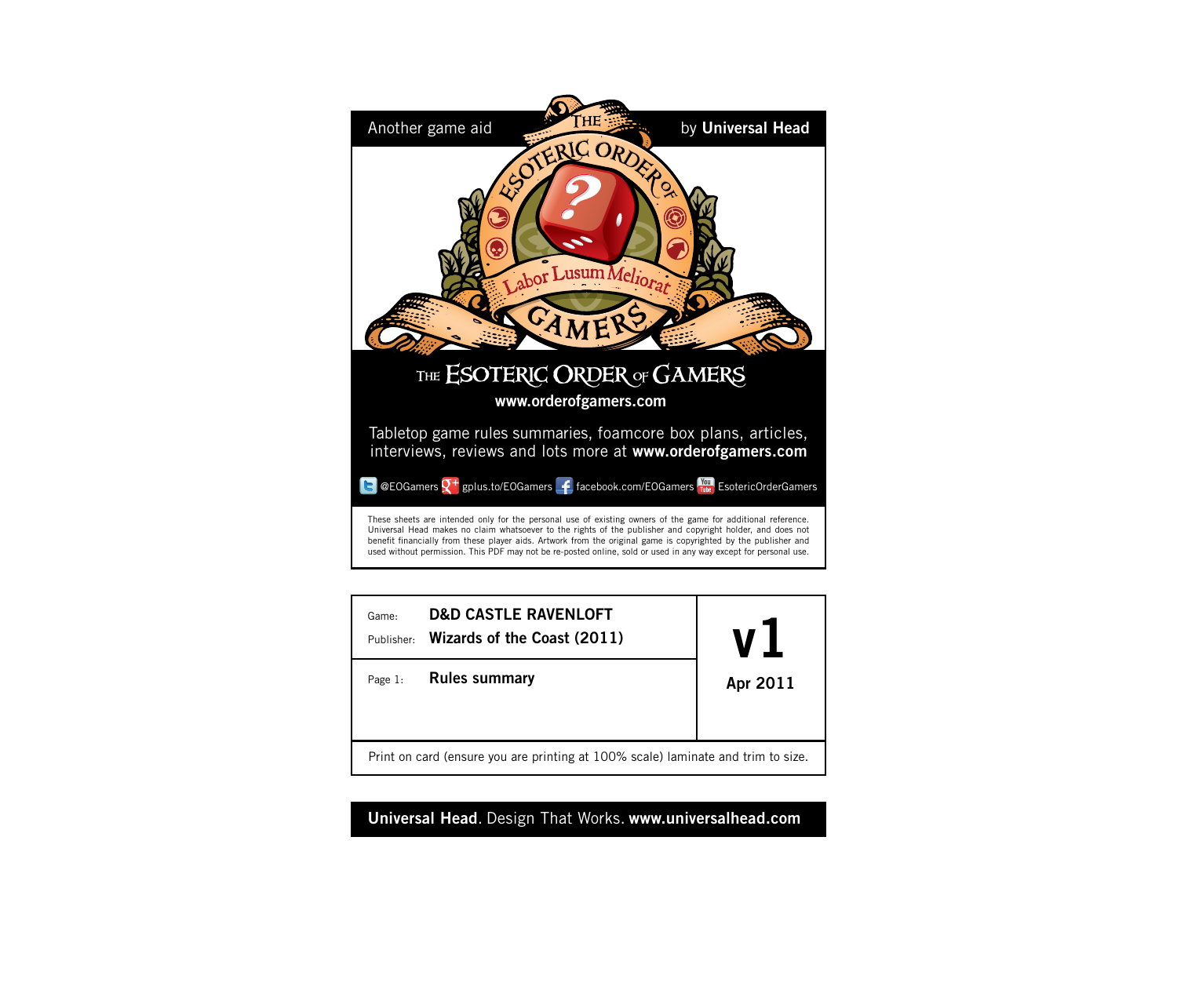Another game aid by **Universal Head**

# THE ESOTERIC ORDER OF GAMERS

Labor Lusum Meliorat

**www.orderofgamers.com**

Tabletop game rules summaries, foamcore box plans, articles, interviews, reviews and lots more at **www.orderofgamers.com**

@EOGamers gplus.to/EOGamers facebook.com/EOGamers EsotericOrderGamers

These sheets are intended only for the personal use of existing owners of the game for additional reference. Universal Head makes no claim whatsoever to the rights of the publisher and copyright holder, and does not benefit financially from these player aids. Artwork from the original game is copyrighted by the publisher and used without permission. This PDF may not be re-posted online, sold or used in any way except for personal use.

| | | |
|---|---|---|
| Game: | **D&D CASTLE RAVENLOFT** | **v1** |
| Publisher: | **Wizards of the Coast (2011)** | |
| Page 1: | **Rules summary** | **Apr 2011** |

Print on card (ensure you are printing at 100% scale) laminate and trim to size.

**Universal Head**. Design That Works. **www.universalhead.com**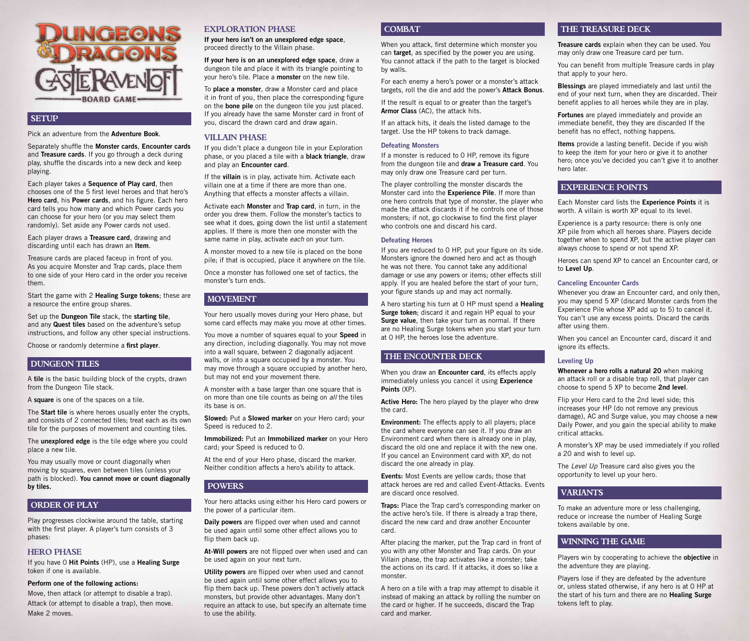# Dungeons & Dragons Castle Ravenloft Board Game

## SETUP

Pick an adventure from the **Adventure Book**.

Separately shuffle the **Monster cards**, **Encounter cards** and **Treasure cards**. If you go through a deck during play, shuffle the discards into a new deck and keep playing.

Each player takes a **Sequence of Play card**, then chooses one of the 5 first level heroes and that hero's **Hero card**, his **Power cards**, and his figure. Each hero card tells you how many and which Power cards you can choose for your hero (or you may select them randomly). Set aside any Power cards not used.

Each player draws a **Treasure card**, drawing and discarding until each has drawn an **Item**.

Treasure cards are placed faceup in front of you. As you acquire Monster and Trap cards, place them to one side of your Hero card in the order you receive them.

Start the game with 2 **Healing Surge tokens**; these are a resource the entire group shares.

Set up the **Dungeon Tile** stack, the **starting tile**, and any **Quest tiles** based on the adventure's setup instructions, and follow any other special instructions.

Choose or randomly determine a **first player**.

## DUNGEON TILES

A **tile** is the basic building block of the crypts, drawn from the Dungeon Tile stack.

A **square** is one of the spaces on a tile.

The **Start tile** is where heroes usually enter the crypts, and consists of 2 connected tiles; treat each as its own tile for the purposes of movement and counting tiles.

The **unexplored edge** is the tile edge where you could place a new tile.

You may usually move or count diagonally when moving by squares, even between tiles (unless your path is blocked). **You cannot move or count diagonally by tiles.**

## ORDER OF PLAY

Play progresses clockwise around the table, starting with the first player. A player's turn consists of 3 phases:

### HERO PHASE

If you have 0 **Hit Points** (HP), use a **Healing Surge** token if one is available.

**Perform one of the following actions:**

Move, then attack (or attempt to disable a trap).

Attack (or attempt to disable a trap), then move.

Make 2 moves.

### EXPLORATION PHASE

**If your hero isn't on an unexplored edge space**, proceed directly to the Villain phase.

**If your hero is on an unexplored edge space**, draw a dungeon tile and place it with its triangle pointing to your hero's tile. Place a **monster** on the new tile.

To **place a monster**, draw a Monster card and place it in front of you, then place the corresponding figure on the **bone pile** on the dungeon tile you just placed. If you already have the same Monster card in front of you, discard the drawn card and draw again.

### VILLAIN PHASE

If you didn't place a dungeon tile in your Exploration phase, or you placed a tile with a **black triangle**, draw and play an **Encounter card**.

If the **villain** is in play, activate him. Activate each villain one at a time if there are more than one. Anything that effects a monster affects a villain.

Activate each **Monster** and **Trap card**, in turn, in the order you drew them. Follow the monster's tactics to see what it does, going down the list until a statement applies. If there is more then one monster with the same name in play, activate *each* on your turn.

A monster moved to a new tile is placed on the bone pile; if that is occupied, place it anywhere on the tile.

Once a monster has followed one set of tactics, the monster's turn ends.

## MOVEMENT

Your hero usually moves during your Hero phase, but some card effects may make you move at other times.

You move a number of squares equal to your **Speed** in any direction, including diagonally. You may not move into a wall square, between 2 diagonally adjacent walls, or into a square occupied by a monster. You may move through a square occupied by another hero, but may not end your movement there.

A monster with a base larger than one square that is on more than one tile counts as being on *all* the tiles its base is on.

**Slowed:** Put a **Slowed marker** on your Hero card; your Speed is reduced to 2.

**Immobilized:** Put an **Immobilized marker** on your Hero card; your Speed is reduced to 0.

At the end of your Hero phase, discard the marker. Neither condition affects a hero's ability to attack.

## POWERS

Your hero attacks using either his Hero card powers or the power of a particular item.

**Daily powers** are flipped over when used and cannot be used again until some other effect allows you to flip them back up.

**At-Will powers** are not flipped over when used and can be used again on your next turn.

**Utility powers** are flipped over when used and cannot be used again until some other effect allows you to flip them back up. These powers don't actively attack monsters, but provide other advantages. Many don't require an attack to use, but specify an alternate time to use the ability.

## COMBAT

When you attack, first determine which monster you can **target**, as specified by the power you are using. You cannot attack if the path to the target is blocked by walls.

For each enemy a hero's power or a monster's attack targets, roll the die and add the power's **Attack Bonus**.

If the result is equal to or greater than the target's **Armor Class** (AC), the attack hits.

If an attack hits, it deals the listed damage to the target. Use the HP tokens to track damage.

### Defeating Monsters

If a monster is reduced to 0 HP, remove its figure from the dungeon tile and **draw a Treasure card**. You may only draw one Treasure card per turn.

The player controlling the monster discards the Monster card into the **Experience Pile**. If more than one hero controls that type of monster, the player who made the attack discards it if he controls one of those monsters; if not, go clockwise to find the first player who controls one and discard his card.

### Defeating Heroes

If you are reduced to 0 HP, put your figure on its side. Monsters ignore the downed hero and act as though he was not there. You cannot take any additional damage or use any powers or items; other effects still apply. If you are healed before the start of your turn, your figure stands up and may act normally.

A hero starting his turn at 0 HP must spend a **Healing Surge token**; discard it and regain HP equal to your **Surge value**, then take your turn as normal. If there are no Healing Surge tokens when you start your turn at 0 HP, the heroes lose the adventure.

## THE ENCOUNTER DECK

When you draw an **Encounter card**, its effects apply immediately unless you cancel it using **Experience Points** (XP).

**Active Hero:** The hero played by the player who drew the card.

**Environment:** The effects apply to all players; place the card where everyone can see it. If you draw an Environment card when there is already one in play, discard the old one and replace it with the new one. If you cancel an Environment card with XP, do not discard the one already in play.

**Events:** Most Events are yellow cards; those that attack heroes are red and called Event-Attacks. Events are discard once resolved.

**Traps:** Place the Trap card's corresponding marker on the active hero's tile. If there is already a trap there, discard the new card and draw another Encounter card.

After placing the marker, put the Trap card in front of you with any other Monster and Trap cards. On your Villain phase, the trap activates like a monster; take the actions on its card. If it attacks, it does so like a monster.

A hero on a tile with a trap may attempt to disable it instead of making an attack by rolling the number on the card or higher. If he succeeds, discard the Trap card and marker.

## THE TREASURE DECK

**Treasure cards** explain when they can be used. You may only draw one Treasure card per turn.

You can benefit from multiple Treasure cards in play that apply to your hero.

**Blessings** are played immediately and last until the end of your next turn, when they are discarded. Their benefit applies to all heroes while they are in play.

**Fortunes** are played immediately and provide an immediate benefit, they they are discarded If the benefit has no effect, nothing happens.

**Items** provide a lasting benefit. Decide if you wish to keep the item for your hero or give it to another hero; once you've decided you can't give it to another hero later.

## EXPERIENCE POINTS

Each Monster card lists the **Experience Points** it is worth. A villain is worth XP equal to its level.

Experience is a party resource: there is only one XP pile from which all heroes share. Players decide together when to spend XP, but the active player can always choose to spend or not spend XP.

Heroes can spend XP to cancel an Encounter card, or to **Level Up**.

### Canceling Encounter Cards

Whenever you draw an Encounter card, and only then, you may spend 5 XP (discard Monster cards from the Experience Pile whose XP add up to 5) to cancel it. You can't use any excess points. Discard the cards after using them.

When you cancel an Encounter card, discard it and ignore its effects.

### Leveling Up

**Whenever a hero rolls a natural 20** when making an attack roll or a disable trap roll, that player can choose to spend 5 XP to become **2nd level**.

Flip your Hero card to the 2nd level side; this increases your HP (do not remove any previous damage), AC and Surge value, you may choose a new Daily Power, and you gain the special ability to make critical attacks.

A monster's XP may be used immediately if you rolled a 20 and wish to level up.

The *Level Up* Treasure card also gives you the opportunity to level up your hero.

## VARIANTS

To make an adventure more or less challenging, reduce or increase the number of Healing Surge tokens available by one.

## WINNING THE GAME

Players win by cooperating to achieve the **objective** in the adventure they are playing.

Players lose if they are defeated by the adventure or, unless stated otherwise, if any hero is at 0 HP at the start of his turn and there are no **Healing Surge** tokens left to play.